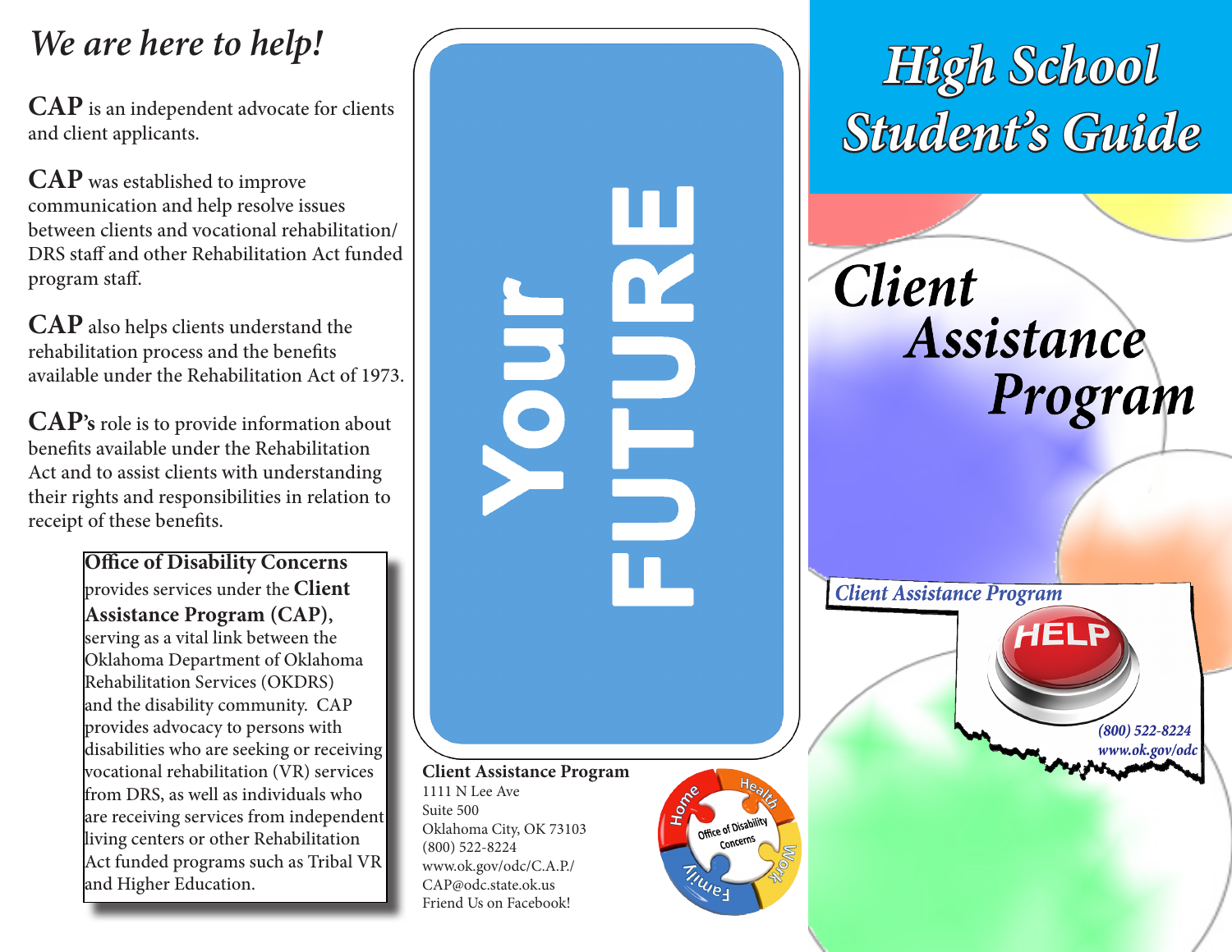# We are here to help!

**CAP** is an independent advocate for clients and client applicants.

**CAP** was established to improve communication and help resolve issues between clients and vocational rehabilitation/ DRS staff and other Rehabilitation Act funded program staff.

**CAP** also helps clients understand the rehabilitation process and the benefits available under the Rehabilitation Act of 1973.

**CAP's** role is to provide information about benefits available under the Rehabilitation Act and to assist clients with understanding their rights and responsibilities in relation to receipt of these benefits.

**Office of Disability Concerns** provides services under the **Client Assistance Program (CAP),** serving as a vital link between the Oklahoma Department of Oklahoma Rehabilitation Services (OKDRS) and the disability community. CAP provides advocacy to persons with disabilities who are seeking or receiving vocational rehabilitation (VR) services from DRS, as well as individuals who are receiving services from independent living centers or other Rehabilitation Act funded programs such as Tribal VR and Higher Education.

**Your FUTURE**

**Client Assistance Program**
1111 N Lee Ave
Suite 500
Oklahoma City, OK 73103
(800) 522-8224
www.ok.gov/odc/C.A.P./
CAP@odc.state.ok.us
Friend Us on Facebook!

Home · Health · Work · Family
Office of Disability Concerns

# High School Student's Guide

# Client Assistance Program

*Client Assistance Program*

HELP

*(800) 522-8224*
*www.ok.gov/odc*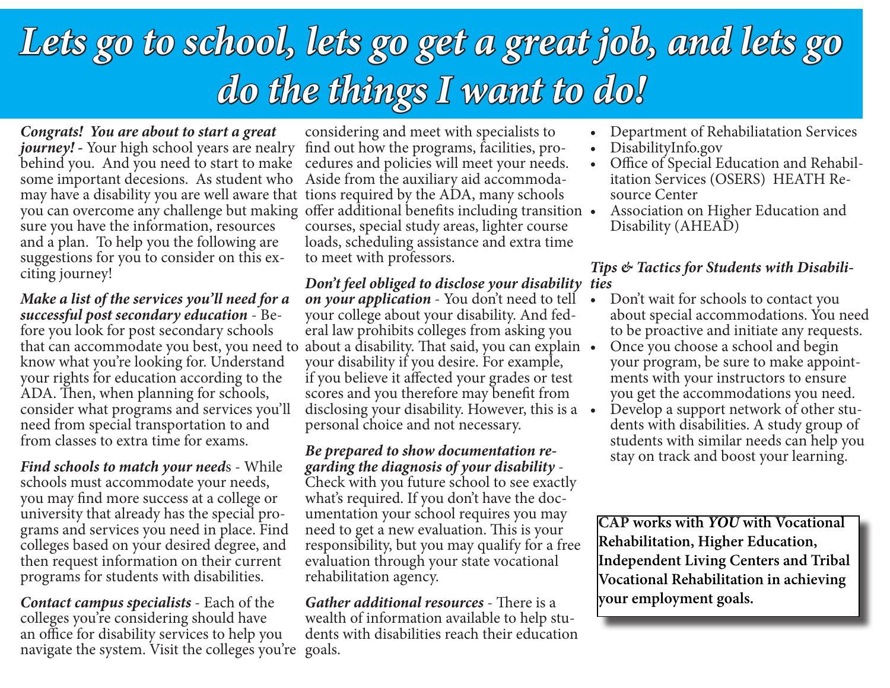# *Lets go to school, lets go get a great job, and lets go do the things I want to do!*

***Congrats! You are about to start a great journey!*** - Your high school years are nealry behind you. And you need to start to make some important decesions. As student who may have a disability you are well aware that you can overcome any challenge but making sure you have the information, resources and a plan. To help you the following are suggestions for you to consider on this exciting journey!

***Make a list of the services you'll need for a successful post secondary education*** - Before you look for post secondary schools that can accommodate you best, you need to know what you're looking for. Understand your rights for education according to the ADA. Then, when planning for schools, consider what programs and services you'll need from special transportation to and from classes to extra time for exams.

***Find schools to match your need*****s** - While schools must accommodate your needs, you may find more success at a college or university that already has the special programs and services you need in place. Find colleges based on your desired degree, and then request information on their current programs for students with disabilities.

***Contact campus specialists*** - Each of the colleges you're considering should have an office for disability services to help you navigate the system. Visit the colleges you're considering and meet with specialists to find out how the programs, facilities, procedures and policies will meet your needs. Aside from the auxiliary aid accommodations required by the ADA, many schools offer additional benefits including transition courses, special study areas, lighter course loads, scheduling assistance and extra time to meet with professors.

***Don't feel obliged to disclose your disability on your application*** - You don't need to tell your college about your disability. And federal law prohibits colleges from asking you about a disability. That said, you can explain your disability if you desire. For example, if you believe it affected your grades or test scores and you therefore may benefit from disclosing your disability. However, this is a personal choice and not necessary.

***Be prepared to show documentation regarding the diagnosis of your disability*** - Check with you future school to see exactly what's required. If you don't have the documentation your school requires you may need to get a new evaluation. This is your responsibility, but you may qualify for a free evaluation through your state vocational rehabilitation agency.

***Gather additional resources*** - There is a wealth of information available to help students with disabilities reach their education goals.

- Department of Rehabiliatation Services
- DisabilityInfo.gov
- Office of Special Education and Rehabilitation Services (OSERS) HEATH Resource Center
- Association on Higher Education and Disability (AHEAD)

***Tips & Tactics for Students with Disabilities***

- Don't wait for schools to contact you about special accommodations. You need to be proactive and initiate any requests.
- Once you choose a school and begin your program, be sure to make appointments with your instructors to ensure you get the accommodations you need.
- Develop a support network of other students with disabilities. A study group of students with similar needs can help you stay on track and boost your learning.

**CAP works with *YOU* with Vocational Rehabilitation, Higher Education, Independent Living Centers and Tribal Vocational Rehabilitation in achieving your employment goals.**